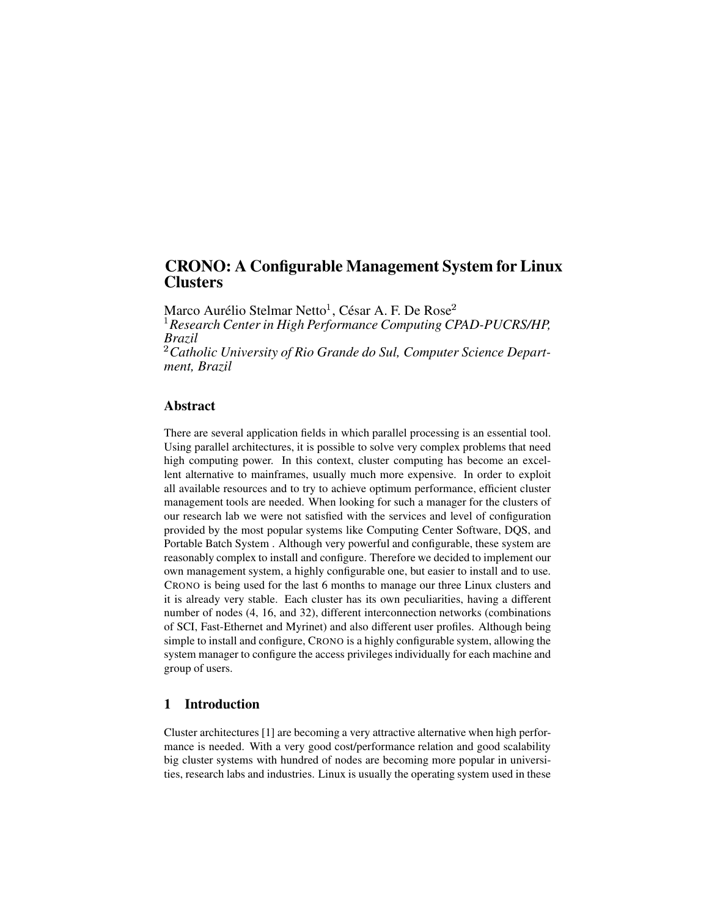# CRONO: A Configurable Management System for Linux Clusters

Marco Aurélio Stelmar Netto[1], César A. F. De Rose[2]
[1] *Research Center in High Performance Computing CPAD-PUCRS/HP, Brazil*
[2] *Catholic University of Rio Grande do Sul, Computer Science Department, Brazil*

## Abstract

There are several application fields in which parallel processing is an essential tool. Using parallel architectures, it is possible to solve very complex problems that need high computing power. In this context, cluster computing has become an excellent alternative to mainframes, usually much more expensive. In order to exploit all available resources and to try to achieve optimum performance, efficient cluster management tools are needed. When looking for such a manager for the clusters of our research lab we were not satisfied with the services and level of configuration provided by the most popular systems like Computing Center Software, DQS, and Portable Batch System . Although very powerful and configurable, these system are reasonably complex to install and configure. Therefore we decided to implement our own management system, a highly configurable one, but easier to install and to use. CRONO is being used for the last 6 months to manage our three Linux clusters and it is already very stable. Each cluster has its own peculiarities, having a different number of nodes (4, 16, and 32), different interconnection networks (combinations of SCI, Fast-Ethernet and Myrinet) and also different user profiles. Although being simple to install and configure, CRONO is a highly configurable system, allowing the system manager to configure the access privileges individually for each machine and group of users.

## 1 Introduction

Cluster architectures [1] are becoming a very attractive alternative when high performance is needed. With a very good cost/performance relation and good scalability big cluster systems with hundred of nodes are becoming more popular in universities, research labs and industries. Linux is usually the operating system used in these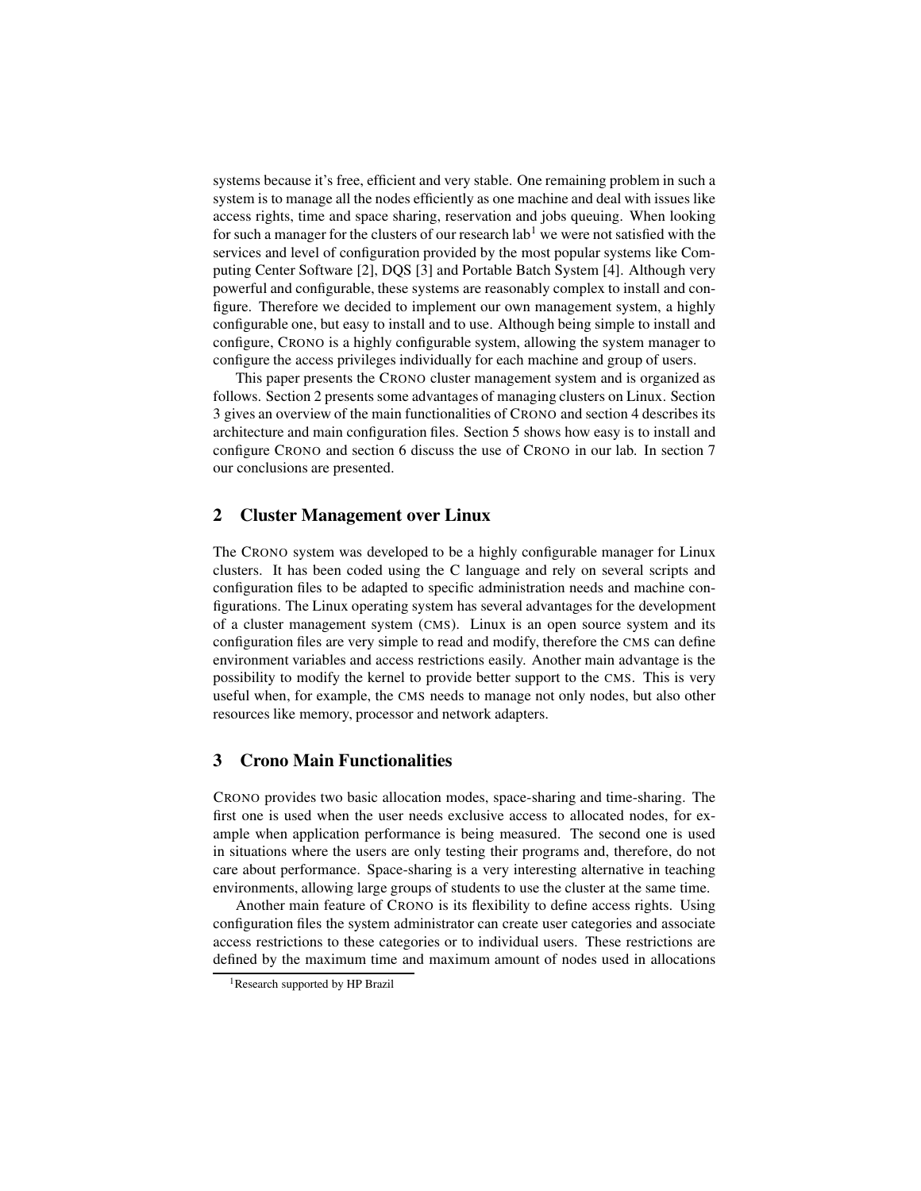systems because it's free, efficient and very stable. One remaining problem in such a system is to manage all the nodes efficiently as one machine and deal with issues like access rights, time and space sharing, reservation and jobs queuing. When looking for such a manager for the clusters of our research lab[1] we were not satisfied with the services and level of configuration provided by the most popular systems like Computing Center Software [2], DQS [3] and Portable Batch System [4]. Although very powerful and configurable, these systems are reasonably complex to install and configure. Therefore we decided to implement our own management system, a highly configurable one, but easy to install and to use. Although being simple to install and configure, CRONO is a highly configurable system, allowing the system manager to configure the access privileges individually for each machine and group of users.

This paper presents the CRONO cluster management system and is organized as follows. Section 2 presents some advantages of managing clusters on Linux. Section 3 gives an overview of the main functionalities of CRONO and section 4 describes its architecture and main configuration files. Section 5 shows how easy is to install and configure CRONO and section 6 discuss the use of CRONO in our lab. In section 7 our conclusions are presented.

## 2 Cluster Management over Linux

The CRONO system was developed to be a highly configurable manager for Linux clusters. It has been coded using the C language and rely on several scripts and configuration files to be adapted to specific administration needs and machine configurations. The Linux operating system has several advantages for the development of a cluster management system (CMS). Linux is an open source system and its configuration files are very simple to read and modify, therefore the CMS can define environment variables and access restrictions easily. Another main advantage is the possibility to modify the kernel to provide better support to the CMS. This is very useful when, for example, the CMS needs to manage not only nodes, but also other resources like memory, processor and network adapters.

## 3 Crono Main Functionalities

CRONO provides two basic allocation modes, space-sharing and time-sharing. The first one is used when the user needs exclusive access to allocated nodes, for example when application performance is being measured. The second one is used in situations where the users are only testing their programs and, therefore, do not care about performance. Space-sharing is a very interesting alternative in teaching environments, allowing large groups of students to use the cluster at the same time.

Another main feature of CRONO is its flexibility to define access rights. Using configuration files the system administrator can create user categories and associate access restrictions to these categories or to individual users. These restrictions are defined by the maximum time and maximum amount of nodes used in allocations

[1] Research supported by HP Brazil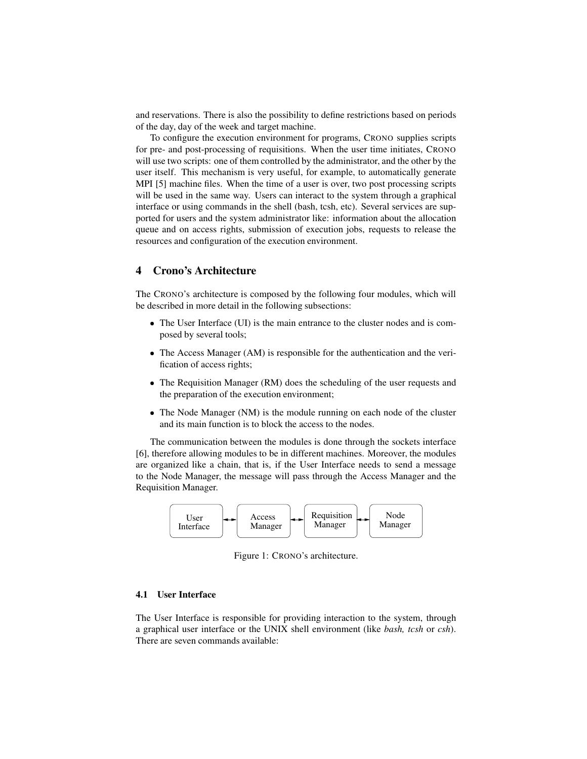and reservations. There is also the possibility to define restrictions based on periods of the day, day of the week and target machine.

To configure the execution environment for programs, CRONO supplies scripts for pre- and post-processing of requisitions. When the user time initiates, CRONO will use two scripts: one of them controlled by the administrator, and the other by the user itself. This mechanism is very useful, for example, to automatically generate MPI [5] machine files. When the time of a user is over, two post processing scripts will be used in the same way. Users can interact to the system through a graphical interface or using commands in the shell (bash, tcsh, etc). Several services are supported for users and the system administrator like: information about the allocation queue and on access rights, submission of execution jobs, requests to release the resources and configuration of the execution environment.

## 4 Crono's Architecture

The CRONO's architecture is composed by the following four modules, which will be described in more detail in the following subsections:

- The User Interface (UI) is the main entrance to the cluster nodes and is composed by several tools;
- The Access Manager (AM) is responsible for the authentication and the verification of access rights;
- The Requisition Manager (RM) does the scheduling of the user requests and the preparation of the execution environment;
- The Node Manager (NM) is the module running on each node of the cluster and its main function is to block the access to the nodes.

The communication between the modules is done through the sockets interface [6], therefore allowing modules to be in different machines. Moreover, the modules are organized like a chain, that is, if the User Interface needs to send a message to the Node Manager, the message will pass through the Access Manager and the Requisition Manager.

User Interface ↔ Access Manager ↔ Requisition Manager ↔ Node Manager

Figure 1: CRONO's architecture.

### 4.1 User Interface

The User Interface is responsible for providing interaction to the system, through a graphical user interface or the UNIX shell environment (like *bash, tcsh* or *csh*). There are seven commands available: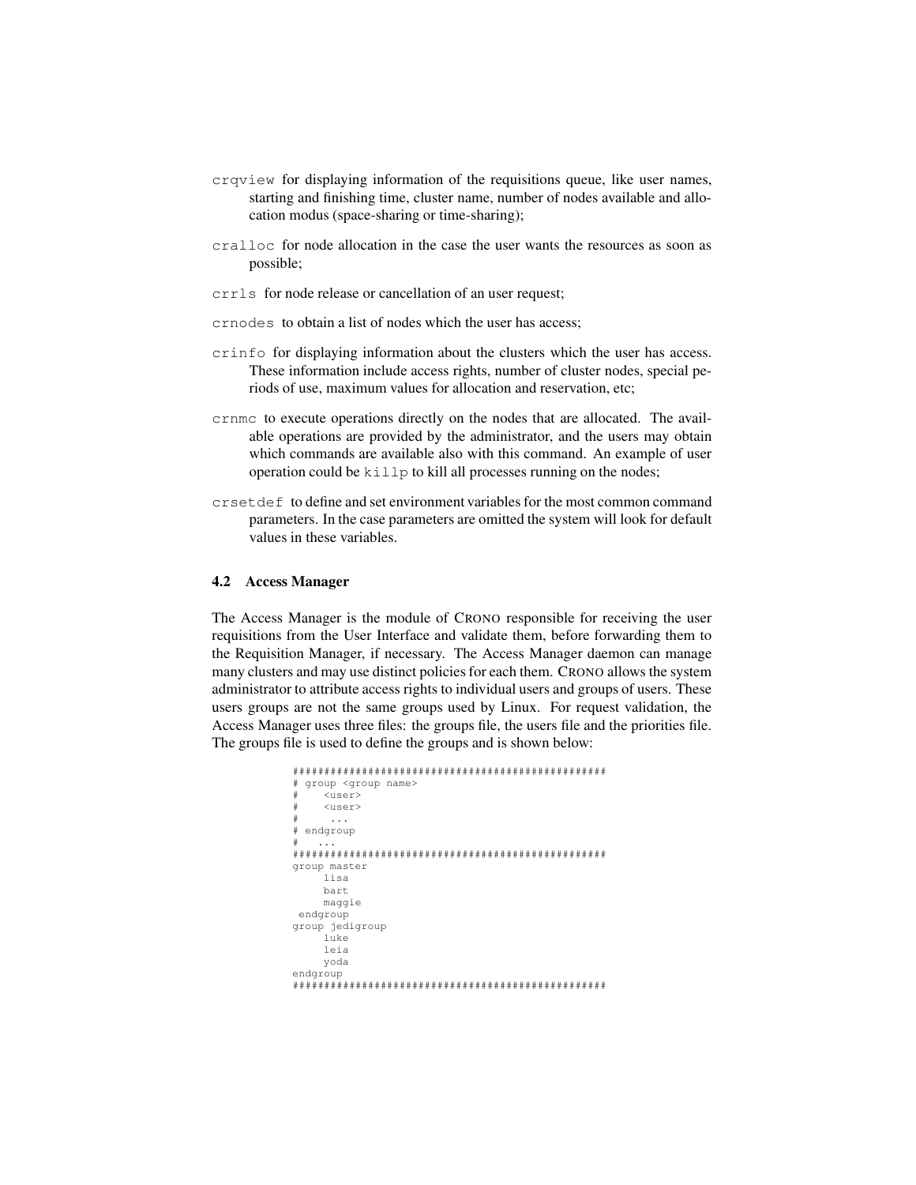`crqview` for displaying information of the requisitions queue, like user names, starting and finishing time, cluster name, number of nodes available and allocation modus (space-sharing or time-sharing);

`cralloc` for node allocation in the case the user wants the resources as soon as possible;

`crrls` for node release or cancellation of an user request;

`crnodes` to obtain a list of nodes which the user has access;

`crinfo` for displaying information about the clusters which the user has access. These information include access rights, number of cluster nodes, special periods of use, maximum values for allocation and reservation, etc;

`crnmc` to execute operations directly on the nodes that are allocated. The available operations are provided by the administrator, and the users may obtain which commands are available also with this command. An example of user operation could be `killp` to kill all processes running on the nodes;

`crsetdef` to define and set environment variables for the most common command parameters. In the case parameters are omitted the system will look for default values in these variables.

### 4.2 Access Manager

The Access Manager is the module of CRONO responsible for receiving the user requisitions from the User Interface and validate them, before forwarding them to the Requisition Manager, if necessary. The Access Manager daemon can manage many clusters and may use distinct policies for each them. CRONO allows the system administrator to attribute access rights to individual users and groups of users. These users groups are not the same groups used by Linux. For request validation, the Access Manager uses three files: the groups file, the users file and the priorities file. The groups file is used to define the groups and is shown below:

```
##################################################
# group <group name>
#    <user>
#    <user>
#     ...
# endgroup
#   ...
##################################################
group master
     lisa
     bart
     maggie
 endgroup
group jedigroup
     luke
     leia
     yoda
endgroup
##################################################
```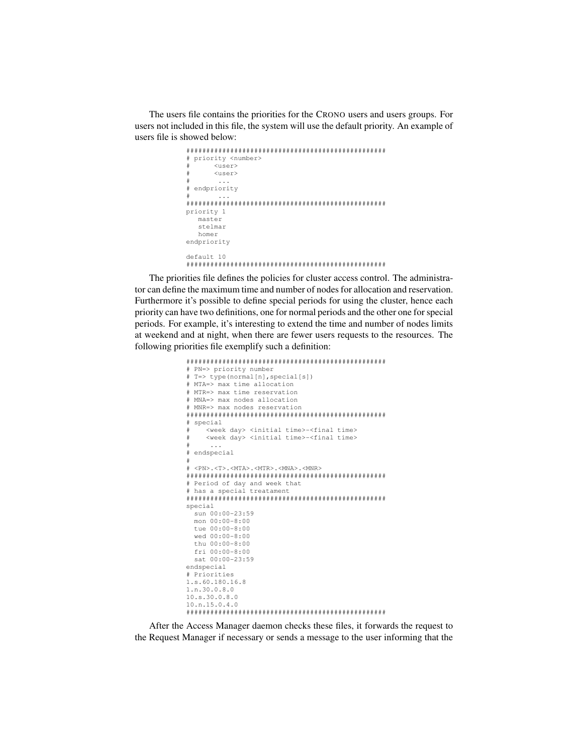The users file contains the priorities for the CRONO users and users groups. For users not included in this file, the system will use the default priority. An example of users file is showed below:

```
################################################
# priority <number>
#      <user>
#      <user>
#       ...
# endpriority
#       ...
################################################
priority 1
   master
   stelmar
   homer
endpriority

default 10
################################################
```

The priorities file defines the policies for cluster access control. The administrator can define the maximum time and number of nodes for allocation and reservation. Furthermore it's possible to define special periods for using the cluster, hence each priority can have two definitions, one for normal periods and the other one for special periods. For example, it's interesting to extend the time and number of nodes limits at weekend and at night, when there are fewer users requests to the resources. The following priorities file exemplify such a definition:

```
################################################
# PN=> priority number
# T=> type(normal[n],special[s])
# MTA=> max time allocation
# MTR=> max time reservation
# MNA=> max nodes allocation
# MNR=> max nodes reservation
################################################
# special
#    <week day> <initial time>-<final time>
#    <week day> <initial time>-<final time>
#     ...
# endspecial
#
# <PN>.<T>.<MTA>.<MTR>.<MNA>.<MNR>
################################################
# Period of day and week that
# has a special treatement
################################################
special
  sun 00:00-23:59
  mon 00:00-8:00
  tue 00:00-8:00
  wed 00:00-8:00
  thu 00:00-8:00
  fri 00:00-8:00
  sat 00:00-23:59
endspecial
# Priorities
1.s.60.180.16.8
1.n.30.0.8.0
10.s.30.0.8.0
10.n.15.0.4.0
################################################
```

After the Access Manager daemon checks these files, it forwards the request to the Request Manager if necessary or sends a message to the user informing that the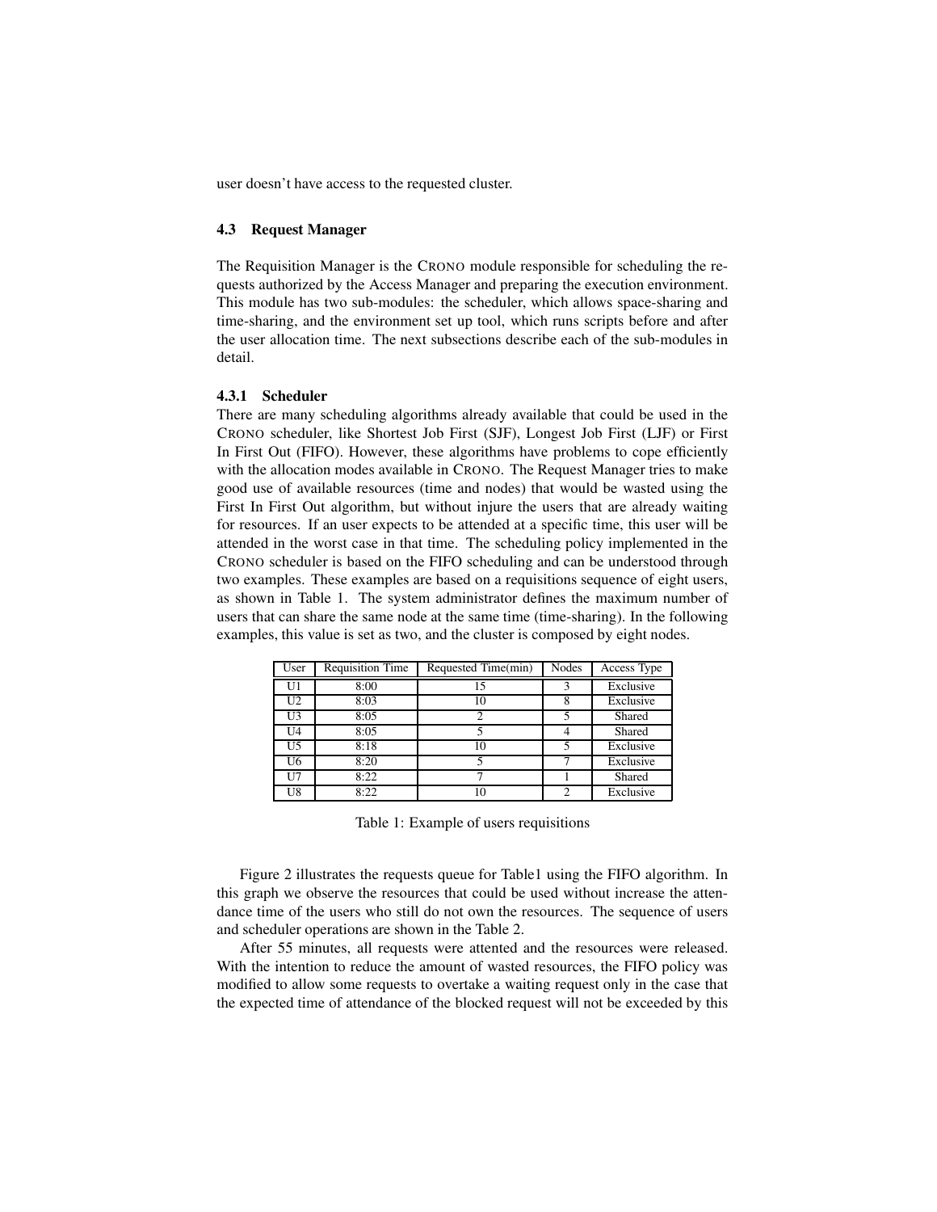user doesn't have access to the requested cluster.

### 4.3 Request Manager

The Requisition Manager is the CRONO module responsible for scheduling the requests authorized by the Access Manager and preparing the execution environment. This module has two sub-modules: the scheduler, which allows space-sharing and time-sharing, and the environment set up tool, which runs scripts before and after the user allocation time. The next subsections describe each of the sub-modules in detail.

#### 4.3.1 Scheduler

There are many scheduling algorithms already available that could be used in the CRONO scheduler, like Shortest Job First (SJF), Longest Job First (LJF) or First In First Out (FIFO). However, these algorithms have problems to cope efficiently with the allocation modes available in CRONO. The Request Manager tries to make good use of available resources (time and nodes) that would be wasted using the First In First Out algorithm, but without injure the users that are already waiting for resources. If an user expects to be attended at a specific time, this user will be attended in the worst case in that time. The scheduling policy implemented in the CRONO scheduler is based on the FIFO scheduling and can be understood through two examples. These examples are based on a requisitions sequence of eight users, as shown in Table 1. The system administrator defines the maximum number of users that can share the same node at the same time (time-sharing). In the following examples, this value is set as two, and the cluster is composed by eight nodes.

| User | Requisition Time | Requested Time(min) | Nodes | Access Type |
|---|---|---|---|---|
| U1 | 8:00 | 15 | 3 | Exclusive |
| U2 | 8:03 | 10 | 8 | Exclusive |
| U3 | 8:05 | 2 | 5 | Shared |
| U4 | 8:05 | 5 | 4 | Shared |
| U5 | 8:18 | 10 | 5 | Exclusive |
| U6 | 8:20 | 5 | 7 | Exclusive |
| U7 | 8:22 | 7 | 1 | Shared |
| U8 | 8:22 | 10 | 2 | Exclusive |

Table 1: Example of users requisitions

Figure 2 illustrates the requests queue for Table1 using the FIFO algorithm. In this graph we observe the resources that could be used without increase the attendance time of the users who still do not own the resources. The sequence of users and scheduler operations are shown in the Table 2.

After 55 minutes, all requests were attented and the resources were released. With the intention to reduce the amount of wasted resources, the FIFO policy was modified to allow some requests to overtake a waiting request only in the case that the expected time of attendance of the blocked request will not be exceeded by this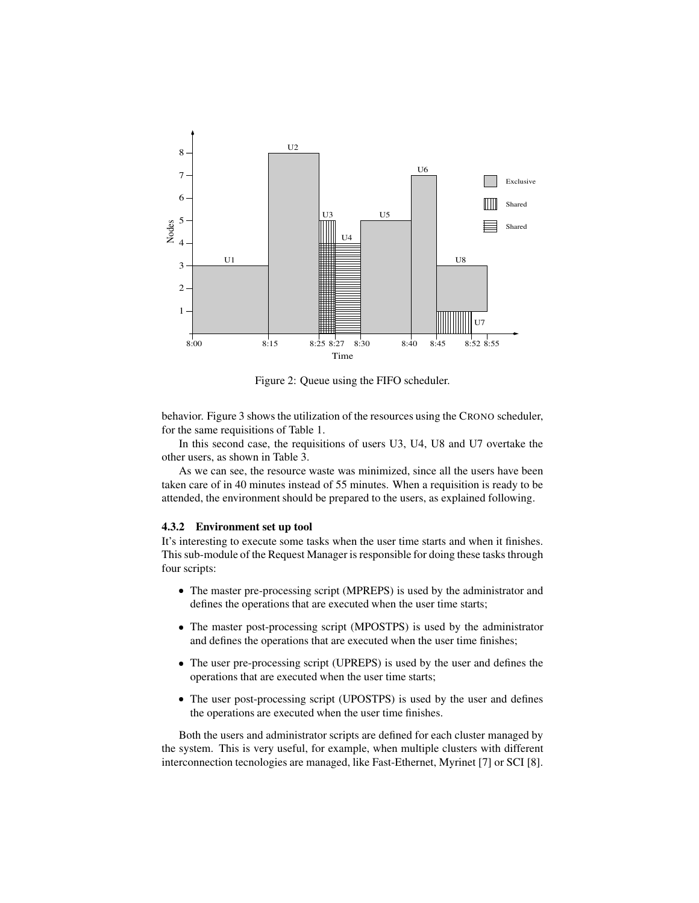Figure 2: Queue using the FIFO scheduler.

behavior. Figure 3 shows the utilization of the resources using the CRONO scheduler, for the same requisitions of Table 1.

In this second case, the requisitions of users U3, U4, U8 and U7 overtake the other users, as shown in Table 3.

As we can see, the resource waste was minimized, since all the users have been taken care of in 40 minutes instead of 55 minutes. When a requisition is ready to be attended, the environment should be prepared to the users, as explained following.

#### 4.3.2 Environment set up tool

It's interesting to execute some tasks when the user time starts and when it finishes. This sub-module of the Request Manager is responsible for doing these tasks through four scripts:

- The master pre-processing script (MPREPS) is used by the administrator and defines the operations that are executed when the user time starts;
- The master post-processing script (MPOSTPS) is used by the administrator and defines the operations that are executed when the user time finishes;
- The user pre-processing script (UPREPS) is used by the user and defines the operations that are executed when the user time starts;
- The user post-processing script (UPOSTPS) is used by the user and defines the operations are executed when the user time finishes.

Both the users and administrator scripts are defined for each cluster managed by the system. This is very useful, for example, when multiple clusters with different interconnection tecnologies are managed, like Fast-Ethernet, Myrinet [7] or SCI [8].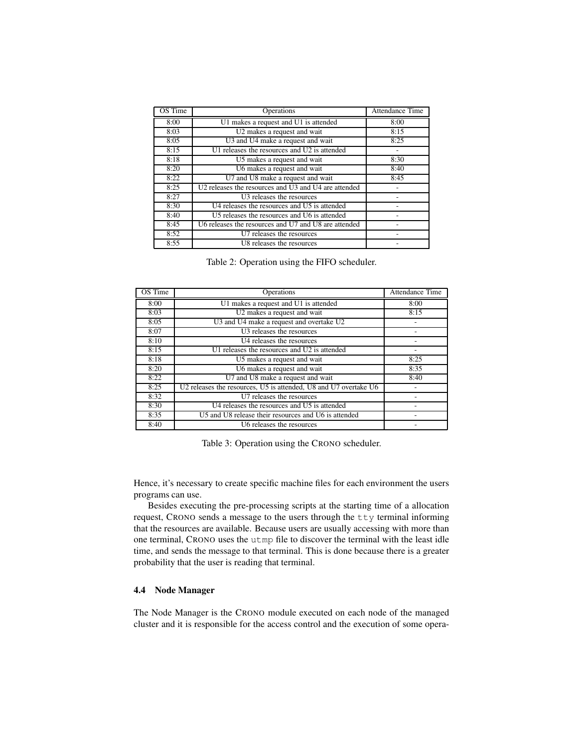| OS Time | Operations | Attendance Time |
|---|---|---|
| 8:00 | U1 makes a request and U1 is attended | 8:00 |
| 8:03 | U2 makes a request and wait | 8:15 |
| 8:05 | U3 and U4 make a request and wait | 8:25 |
| 8:15 | U1 releases the resources and U2 is attended | - |
| 8:18 | U5 makes a request and wait | 8:30 |
| 8:20 | U6 makes a request and wait | 8:40 |
| 8:22 | U7 and U8 make a request and wait | 8:45 |
| 8:25 | U2 releases the resources and U3 and U4 are attended | - |
| 8:27 | U3 releases the resources | - |
| 8:30 | U4 releases the resources and U5 is attended | - |
| 8:40 | U5 releases the resources and U6 is attended | - |
| 8:45 | U6 releases the resources and U7 and U8 are attended | - |
| 8:52 | U7 releases the resources | - |
| 8:55 | U8 releases the resources | - |

Table 2: Operation using the FIFO scheduler.

| OS Time | Operations | Attendance Time |
|---|---|---|
| 8:00 | U1 makes a request and U1 is attended | 8:00 |
| 8:03 | U2 makes a request and wait | 8:15 |
| 8:05 | U3 and U4 make a request and overtake U2 | - |
| 8:07 | U3 releases the resources | - |
| 8:10 | U4 releases the resources | - |
| 8:15 | U1 releases the resources and U2 is attended | - |
| 8:18 | U5 makes a request and wait | 8:25 |
| 8:20 | U6 makes a request and wait | 8:35 |
| 8:22 | U7 and U8 make a request and wait | 8:40 |
| 8:25 | U2 releases the resources, U5 is attended, U8 and U7 overtake U6 | - |
| 8:32 | U7 releases the resources | - |
| 8:30 | U4 releases the resources and U5 is attended | - |
| 8:35 | U5 and U8 release their resources and U6 is attended | - |
| 8:40 | U6 releases the resources | - |

Table 3: Operation using the CRONO scheduler.

Hence, it's necessary to create specific machine files for each environment the users programs can use.

Besides executing the pre-processing scripts at the starting time of a allocation request, CRONO sends a message to the users through the `tty` terminal informing that the resources are available. Because users are usually accessing with more than one terminal, CRONO uses the `utmp` file to discover the terminal with the least idle time, and sends the message to that terminal. This is done because there is a greater probability that the user is reading that terminal.

### 4.4 Node Manager

The Node Manager is the CRONO module executed on each node of the managed cluster and it is responsible for the access control and the execution of some opera-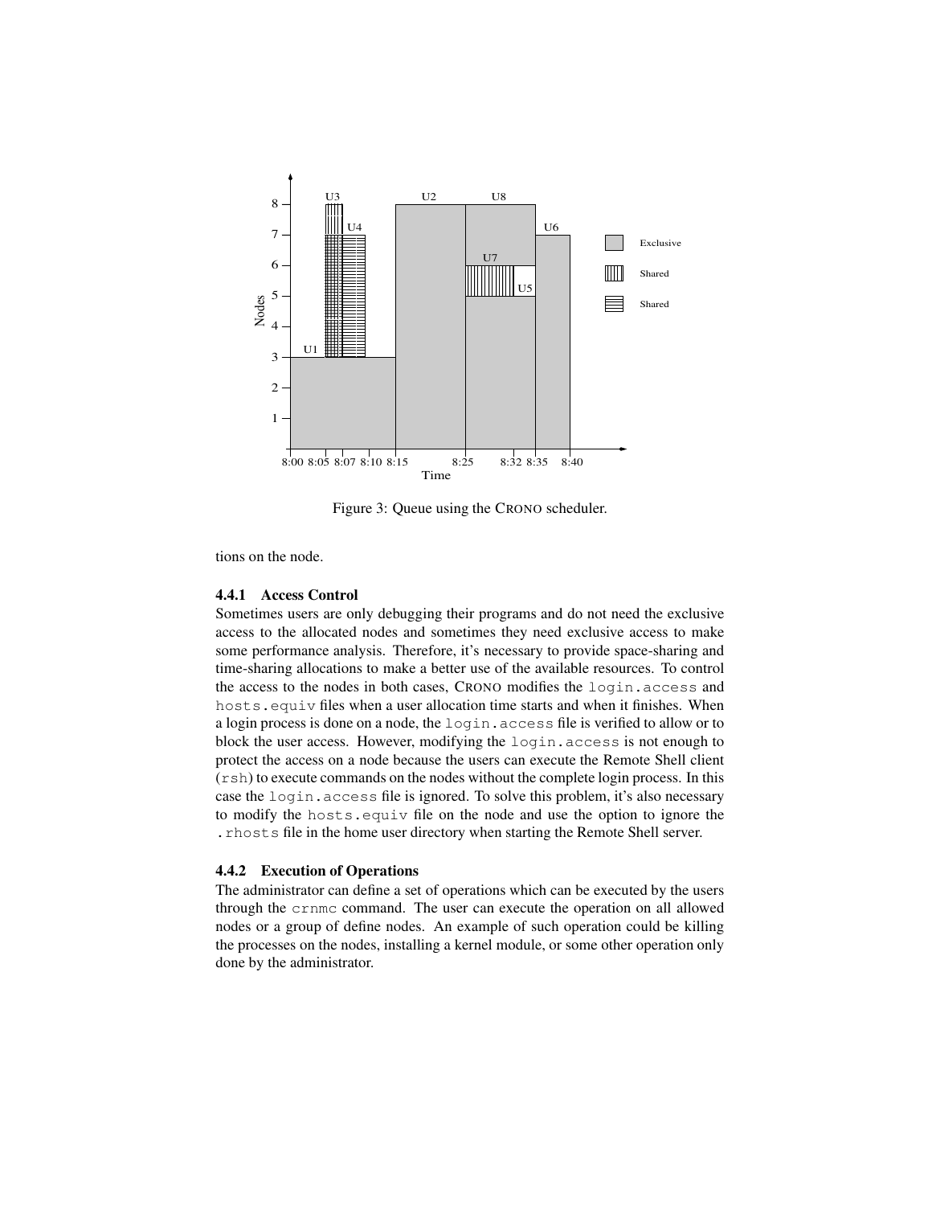Figure 3: Queue using the CRONO scheduler.

tions on the node.

### 4.4.1 Access Control

Sometimes users are only debugging their programs and do not need the exclusive access to the allocated nodes and sometimes they need exclusive access to make some performance analysis. Therefore, it's necessary to provide space-sharing and time-sharing allocations to make a better use of the available resources. To control the access to the nodes in both cases, CRONO modifies the `login.access` and `hosts.equiv` files when a user allocation time starts and when it finishes. When a login process is done on a node, the `login.access` file is verified to allow or to block the user access. However, modifying the `login.access` is not enough to protect the access on a node because the users can execute the Remote Shell client (`rsh`) to execute commands on the nodes without the complete login process. In this case the `login.access` file is ignored. To solve this problem, it's also necessary to modify the `hosts.equiv` file on the node and use the option to ignore the `.rhosts` file in the home user directory when starting the Remote Shell server.

### 4.4.2 Execution of Operations

The administrator can define a set of operations which can be executed by the users through the `crnmc` command. The user can execute the operation on all allowed nodes or a group of define nodes. An example of such operation could be killing the processes on the nodes, installing a kernel module, or some other operation only done by the administrator.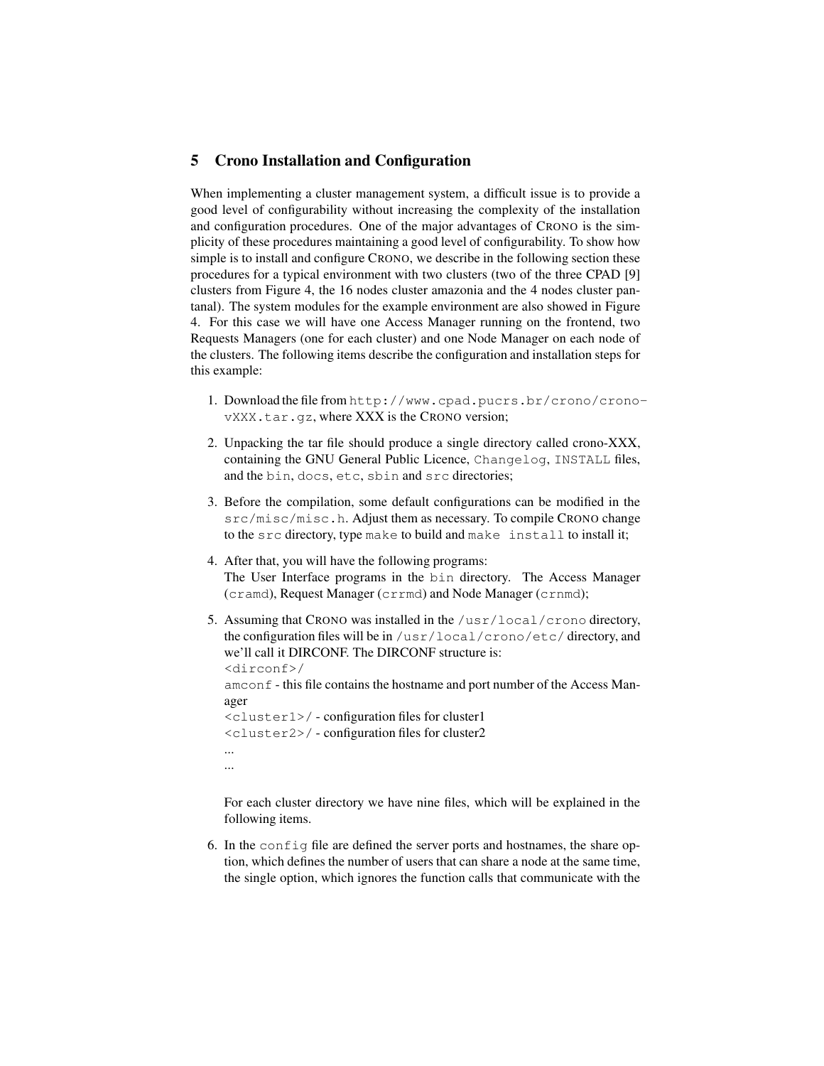## 5 Crono Installation and Configuration

When implementing a cluster management system, a difficult issue is to provide a good level of configurability without increasing the complexity of the installation and configuration procedures. One of the major advantages of CRONO is the simplicity of these procedures maintaining a good level of configurability. To show how simple is to install and configure CRONO, we describe in the following section these procedures for a typical environment with two clusters (two of the three CPAD [9] clusters from Figure 4, the 16 nodes cluster amazonia and the 4 nodes cluster pantanal). The system modules for the example environment are also showed in Figure 4. For this case we will have one Access Manager running on the frontend, two Requests Managers (one for each cluster) and one Node Manager on each node of the clusters. The following items describe the configuration and installation steps for this example:

1. Download the file from `http://www.cpad.pucrs.br/crono/crono-vXXX.tar.gz`, where XXX is the CRONO version;
2. Unpacking the tar file should produce a single directory called crono-XXX, containing the GNU General Public Licence, `Changelog`, `INSTALL` files, and the `bin`, `docs`, `etc`, `sbin` and `src` directories;
3. Before the compilation, some default configurations can be modified in the `src/misc/misc.h`. Adjust them as necessary. To compile CRONO change to the `src` directory, type `make` to build and `make install` to install it;
4. After that, you will have the following programs:
   The User Interface programs in the `bin` directory. The Access Manager (`cramd`), Request Manager (`crrmd`) and Node Manager (`crnmd`);
5. Assuming that CRONO was installed in the `/usr/local/crono` directory, the configuration files will be in `/usr/local/crono/etc/` directory, and we'll call it DIRCONF. The DIRCONF structure is:
   `<dirconf>/`
   `amconf` - this file contains the hostname and port number of the Access Manager
   `<cluster1>/` - configuration files for cluster1
   `<cluster2>/` - configuration files for cluster2
   ...
   ...

   For each cluster directory we have nine files, which will be explained in the following items.
6. In the `config` file are defined the server ports and hostnames, the share option, which defines the number of users that can share a node at the same time, the single option, which ignores the function calls that communicate with the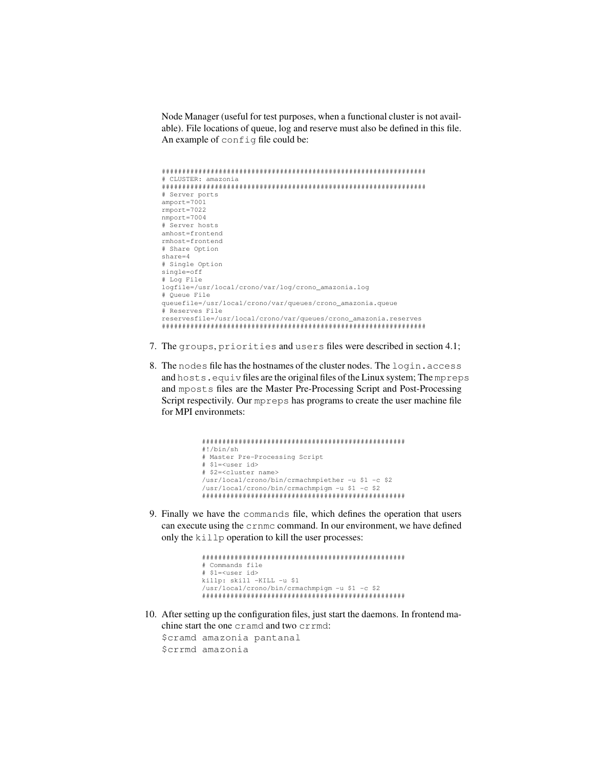Node Manager (useful for test purposes, when a functional cluster is not available). File locations of queue, log and reserve must also be defined in this file. An example of `config` file could be:

```
################################################################
# CLUSTER: amazonia
################################################################
# Server ports
amport=7001
rmport=7022
nmport=7004
# Server hosts
amhost=frontend
rmhost=frontend
# Share Option
share=4
# Single Option
single=off
# Log File
logfile=/usr/local/crono/var/log/crono_amazonia.log
# Queue File
queuefile=/usr/local/crono/var/queues/crono_amazonia.queue
# Reserves File
reservesfile=/usr/local/crono/var/queues/crono_amazonia.reserves
################################################################
```

7. The `groups`, `priorities` and `users` files were described in section 4.1;

8. The `nodes` file has the hostnames of the cluster nodes. The `login.access` and `hosts.equiv` files are the original files of the Linux system; The `mpreps` and `mposts` files are the Master Pre-Processing Script and Post-Processing Script respectivily. Our `mpreps` has programs to create the user machine file for MPI environmets:

```
################################################
#!/bin/sh
# Master Pre-Processing Script
# $1=<user id>
# $2=<cluster name>
/usr/local/crono/bin/crmachmpiether -u $1 -c $2
/usr/local/crono/bin/crmachmpigm -u $1 -c $2
################################################
```

9. Finally we have the `commands` file, which defines the operation that users can execute using the `crnmc` command. In our environment, we have defined only the `killp` operation to kill the user processes:

```
################################################
# Commands file
# $1=<user id>
killp: skill -KILL -u $1
/usr/local/crono/bin/crmachmpigm -u $1 -c $2
################################################
```

10. After setting up the configuration files, just start the daemons. In frontend machine start the one `cramd` and two `crrmd`:
    `$cramd amazonia pantanal`
    `$crrmd amazonia`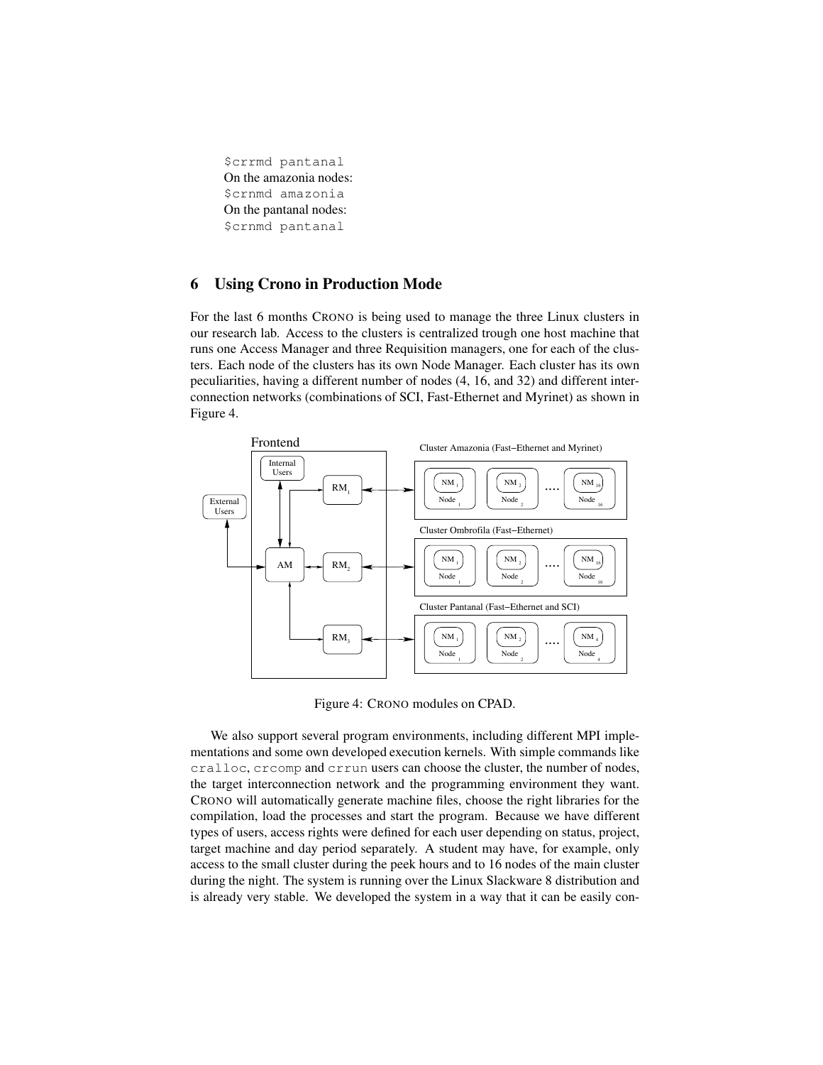```
$crrmd pantanal
```

On the amazonia nodes:

```
$crnmd amazonia
```

On the pantanal nodes:

```
$crnmd pantanal
```

## 6 Using Crono in Production Mode

For the last 6 months CRONO is being used to manage the three Linux clusters in our research lab. Access to the clusters is centralized trough one host machine that runs one Access Manager and three Requisition managers, one for each of the clusters. Each node of the clusters has its own Node Manager. Each cluster has its own peculiarities, having a different number of nodes (4, 16, and 32) and different interconnection networks (combinations of SCI, Fast-Ethernet and Myrinet) as shown in Figure 4.

Figure 4: CRONO modules on CPAD.

We also support several program environments, including different MPI implementations and some own developed execution kernels. With simple commands like `cralloc`, `crcomp` and `crrun` users can choose the cluster, the number of nodes, the target interconnection network and the programming environment they want. CRONO will automatically generate machine files, choose the right libraries for the compilation, load the processes and start the program. Because we have different types of users, access rights were defined for each user depending on status, project, target machine and day period separately. A student may have, for example, only access to the small cluster during the peek hours and to 16 nodes of the main cluster during the night. The system is running over the Linux Slackware 8 distribution and is already very stable. We developed the system in a way that it can be easily con-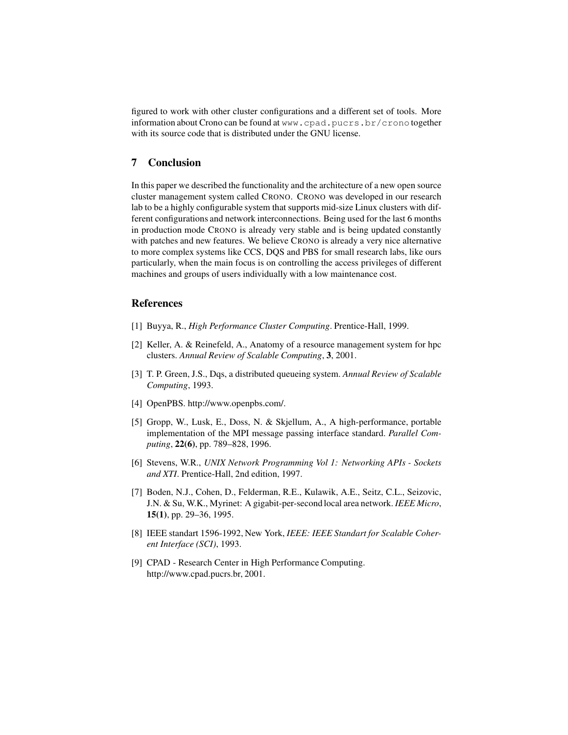figured to work with other cluster configurations and a different set of tools. More information about Crono can be found at `www.cpad.pucrs.br/crono` together with its source code that is distributed under the GNU license.

## 7 Conclusion

In this paper we described the functionality and the architecture of a new open source cluster management system called CRONO. CRONO was developed in our research lab to be a highly configurable system that supports mid-size Linux clusters with different configurations and network interconnections. Being used for the last 6 months in production mode CRONO is already very stable and is being updated constantly with patches and new features. We believe CRONO is already a very nice alternative to more complex systems like CCS, DQS and PBS for small research labs, like ours particularly, when the main focus is on controlling the access privileges of different machines and groups of users individually with a low maintenance cost.

## References

[1] Buyya, R., *High Performance Cluster Computing*. Prentice-Hall, 1999.

[2] Keller, A. & Reinefeld, A., Anatomy of a resource management system for hpc clusters. *Annual Review of Scalable Computing*, **3**, 2001.

[3] T. P. Green, J.S., Dqs, a distributed queueing system. *Annual Review of Scalable Computing*, 1993.

[4] OpenPBS. http://www.openpbs.com/.

[5] Gropp, W., Lusk, E., Doss, N. & Skjellum, A., A high-performance, portable implementation of the MPI message passing interface standard. *Parallel Computing*, **22(6)**, pp. 789–828, 1996.

[6] Stevens, W.R., *UNIX Network Programming Vol 1: Networking APIs - Sockets and XTI*. Prentice-Hall, 2nd edition, 1997.

[7] Boden, N.J., Cohen, D., Felderman, R.E., Kulawik, A.E., Seitz, C.L., Seizovic, J.N. & Su, W.K., Myrinet: A gigabit-per-second local area network. *IEEE Micro*, **15(1)**, pp. 29–36, 1995.

[8] IEEE standart 1596-1992, New York, *IEEE: IEEE Standart for Scalable Coherent Interface (SCI)*, 1993.

[9] CPAD - Research Center in High Performance Computing. http://www.cpad.pucrs.br, 2001.